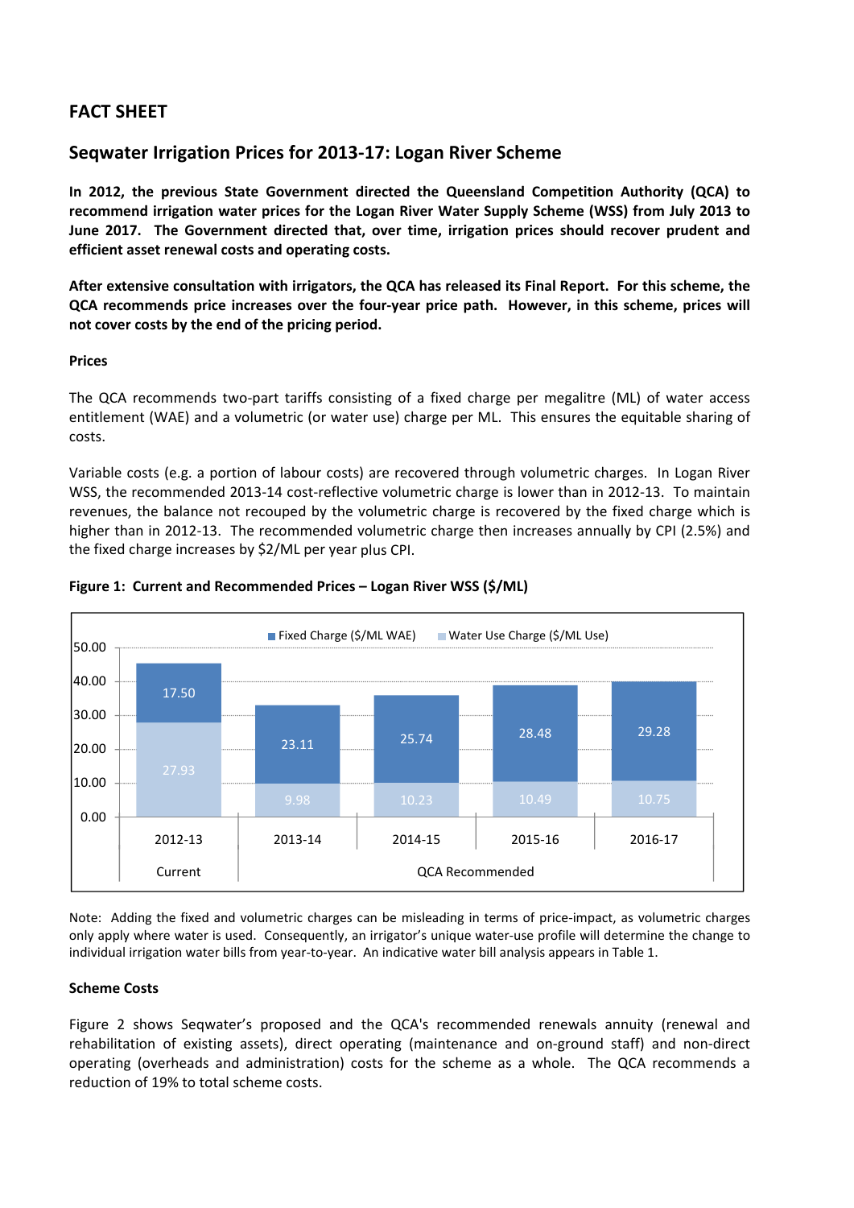# FACT SHEET

## Seqwater Irrigation Prices for 2013-17: Logan River Scheme

**In 2012, the previous State Government directed the Queensland Competition Authority (QCA) to recommend irrigation water prices for the Logan River Water Supply Scheme (WSS) from July 2013 to June 2017. The Government directed that, over time, irrigation prices should recover prudent and efficient asset renewal costs and operating costs.**

**After extensive consultation with irrigators, the QCA has released its Final Report. For this scheme, the QCA recommends price increases over the four-year price path. However, in this scheme, prices will not cover costs by the end of the pricing period.**

### Prices

The QCA recommends two-part tariffs consisting of a fixed charge per megalitre (ML) of water access entitlement (WAE) and a volumetric (or water use) charge per ML. This ensures the equitable sharing of costs.

Variable costs (e.g. a portion of labour costs) are recovered through volumetric charges. In Logan River WSS, the recommended 2013-14 cost-reflective volumetric charge is lower than in 2012-13. To maintain revenues, the balance not recouped by the volumetric charge is recovered by the fixed charge which is higher than in 2012-13. The recommended volumetric charge then increases annually by CPI (2.5%) and the fixed charge increases by $2/ML per year plus CPI.

**Figure 1: Current and Recommended Prices – Logan River WSS ($/ML)**

| | Current | QCA Recommended | | | |
|---|---|---|---|---|---|
| | 2012-13 | 2013-14 | 2014-15 | 2015-16 | 2016-17 |
| Fixed Charge ($/ML WAE) | 17.50 | 23.11 | 25.74 | 28.48 | 29.28 |
| Water Use Charge ($/ML Use) | 27.93 | 9.98 | 10.23 | 10.49 | 10.75 |

Note: Adding the fixed and volumetric charges can be misleading in terms of price-impact, as volumetric charges only apply where water is used. Consequently, an irrigator's unique water-use profile will determine the change to individual irrigation water bills from year-to-year. An indicative water bill analysis appears in Table 1.

### Scheme Costs

Figure 2 shows Seqwater's proposed and the QCA's recommended renewals annuity (renewal and rehabilitation of existing assets), direct operating (maintenance and on-ground staff) and non-direct operating (overheads and administration) costs for the scheme as a whole. The QCA recommends a reduction of 19% to total scheme costs.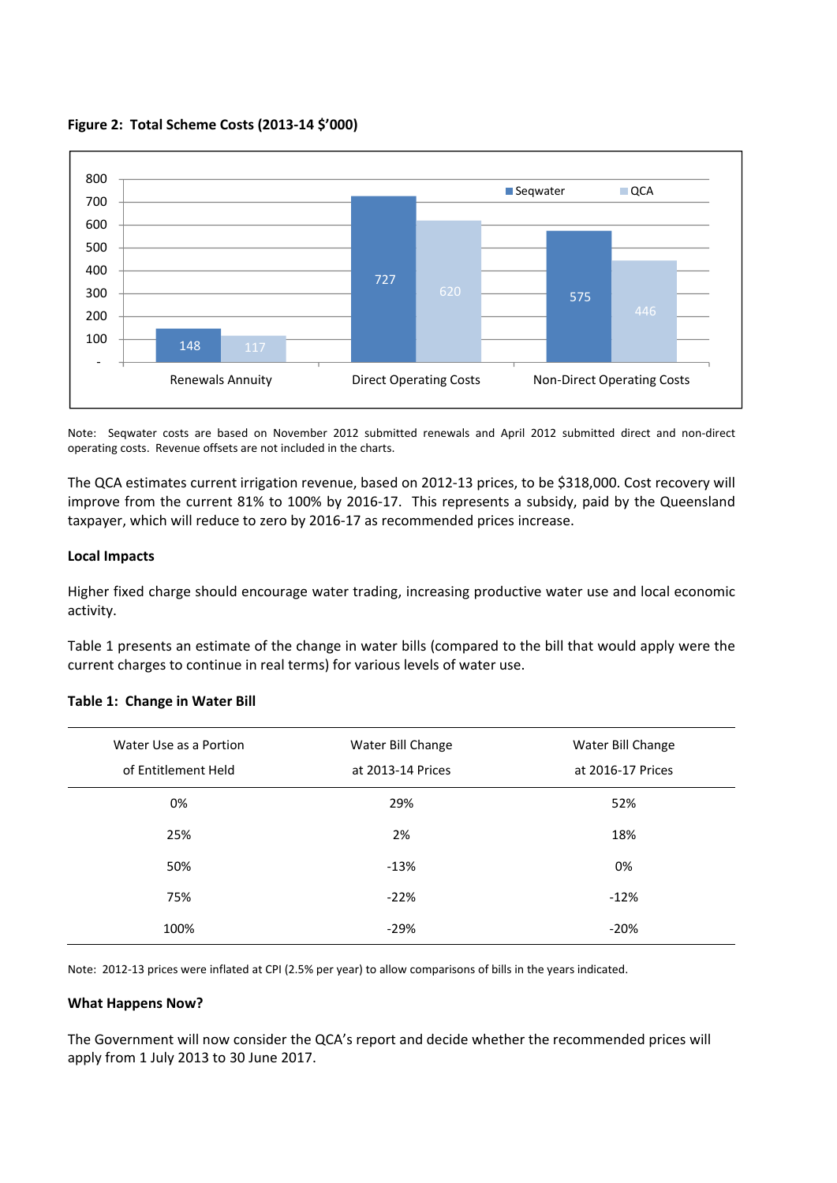**Figure 2: Total Scheme Costs (2013-14 $'000)**

800
700
600
500
400
300
200
100
-

Seqwater
QCA

148
117
727
620
575
446

Renewals Annuity
Direct Operating Costs
Non-Direct Operating Costs

Note: Seqwater costs are based on November 2012 submitted renewals and April 2012 submitted direct and non-direct operating costs. Revenue offsets are not included in the charts.

The QCA estimates current irrigation revenue, based on 2012-13 prices, to be $318,000. Cost recovery will improve from the current 81% to 100% by 2016-17. This represents a subsidy, paid by the Queensland taxpayer, which will reduce to zero by 2016-17 as recommended prices increase.

**Local Impacts**

Higher fixed charge should encourage water trading, increasing productive water use and local economic activity.

Table 1 presents an estimate of the change in water bills (compared to the bill that would apply were the current charges to continue in real terms) for various levels of water use.

**Table 1: Change in Water Bill**

| Water Use as a Portion of Entitlement Held | Water Bill Change at 2013-14 Prices | Water Bill Change at 2016-17 Prices |
|---|---|---|
| 0% | 29% | 52% |
| 25% | 2% | 18% |
| 50% | -13% | 0% |
| 75% | -22% | -12% |
| 100% | -29% | -20% |

Note: 2012-13 prices were inflated at CPI (2.5% per year) to allow comparisons of bills in the years indicated.

**What Happens Now?**

The Government will now consider the QCA's report and decide whether the recommended prices will apply from 1 July 2013 to 30 June 2017.